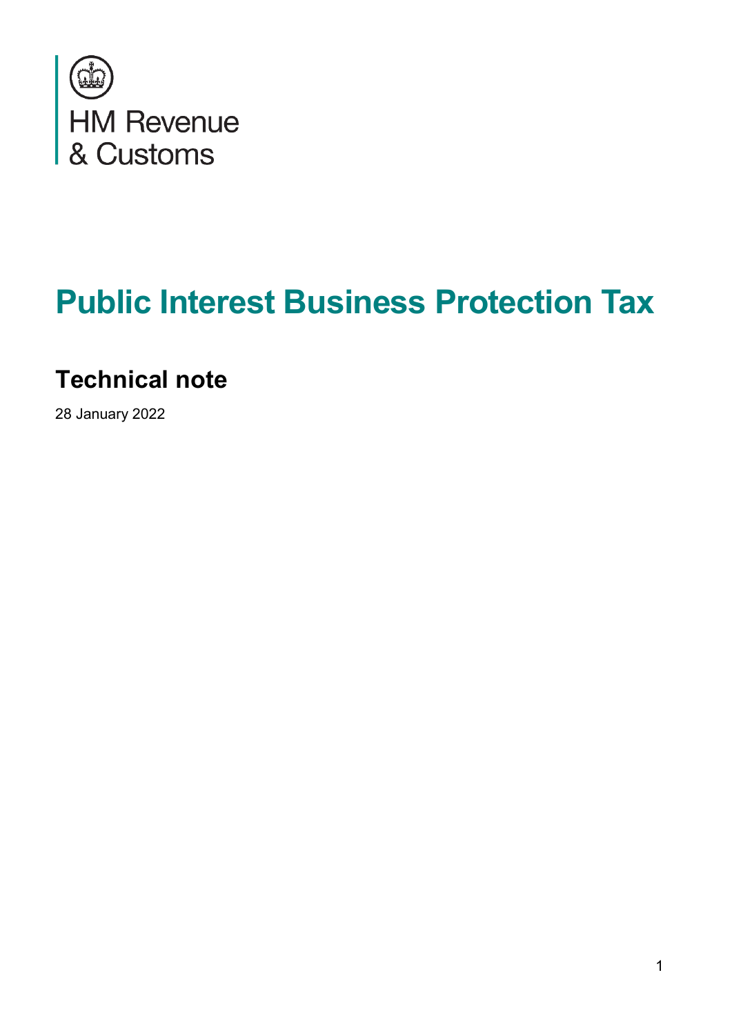HM Revenue & Customs

# Public Interest Business Protection Tax

## Technical note

28 January 2022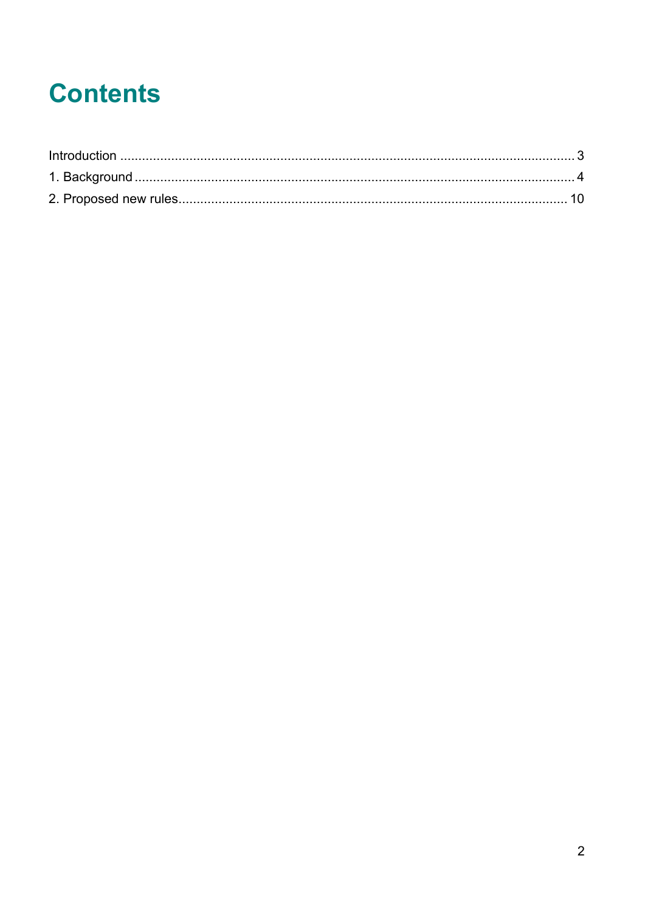# Contents

Introduction ........................................................................................................................ 3

1. Background ...................................................................................................................... 4

2. Proposed new rules........................................................................................................ 10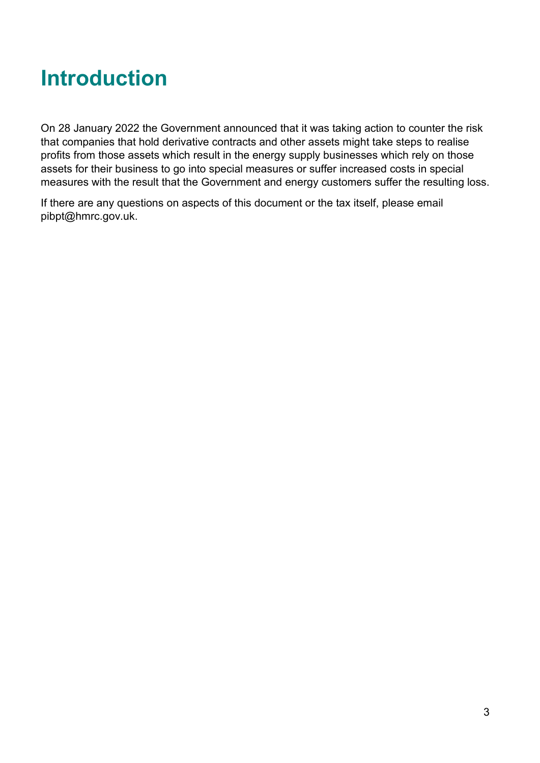# Introduction

On 28 January 2022 the Government announced that it was taking action to counter the risk that companies that hold derivative contracts and other assets might take steps to realise profits from those assets which result in the energy supply businesses which rely on those assets for their business to go into special measures or suffer increased costs in special measures with the result that the Government and energy customers suffer the resulting loss.

If there are any questions on aspects of this document or the tax itself, please email pibpt@hmrc.gov.uk.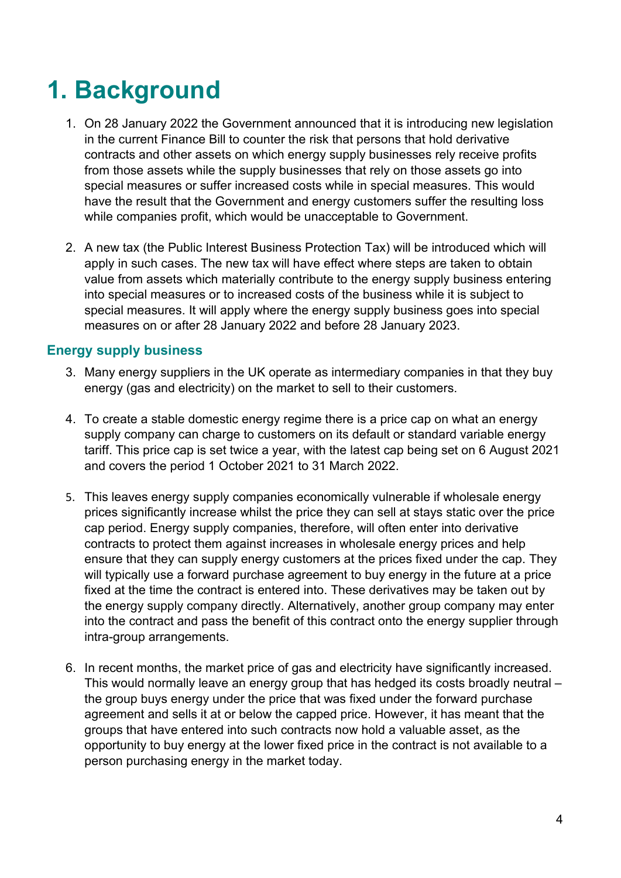# 1. Background

1. On 28 January 2022 the Government announced that it is introducing new legislation in the current Finance Bill to counter the risk that persons that hold derivative contracts and other assets on which energy supply businesses rely receive profits from those assets while the supply businesses that rely on those assets go into special measures or suffer increased costs while in special measures. This would have the result that the Government and energy customers suffer the resulting loss while companies profit, which would be unacceptable to Government.

2. A new tax (the Public Interest Business Protection Tax) will be introduced which will apply in such cases. The new tax will have effect where steps are taken to obtain value from assets which materially contribute to the energy supply business entering into special measures or to increased costs of the business while it is subject to special measures. It will apply where the energy supply business goes into special measures on or after 28 January 2022 and before 28 January 2023.

### Energy supply business

3. Many energy suppliers in the UK operate as intermediary companies in that they buy energy (gas and electricity) on the market to sell to their customers.

4. To create a stable domestic energy regime there is a price cap on what an energy supply company can charge to customers on its default or standard variable energy tariff. This price cap is set twice a year, with the latest cap being set on 6 August 2021 and covers the period 1 October 2021 to 31 March 2022.

5. This leaves energy supply companies economically vulnerable if wholesale energy prices significantly increase whilst the price they can sell at stays static over the price cap period. Energy supply companies, therefore, will often enter into derivative contracts to protect them against increases in wholesale energy prices and help ensure that they can supply energy customers at the prices fixed under the cap. They will typically use a forward purchase agreement to buy energy in the future at a price fixed at the time the contract is entered into. These derivatives may be taken out by the energy supply company directly. Alternatively, another group company may enter into the contract and pass the benefit of this contract onto the energy supplier through intra-group arrangements.

6. In recent months, the market price of gas and electricity have significantly increased. This would normally leave an energy group that has hedged its costs broadly neutral – the group buys energy under the price that was fixed under the forward purchase agreement and sells it at or below the capped price. However, it has meant that the groups that have entered into such contracts now hold a valuable asset, as the opportunity to buy energy at the lower fixed price in the contract is not available to a person purchasing energy in the market today.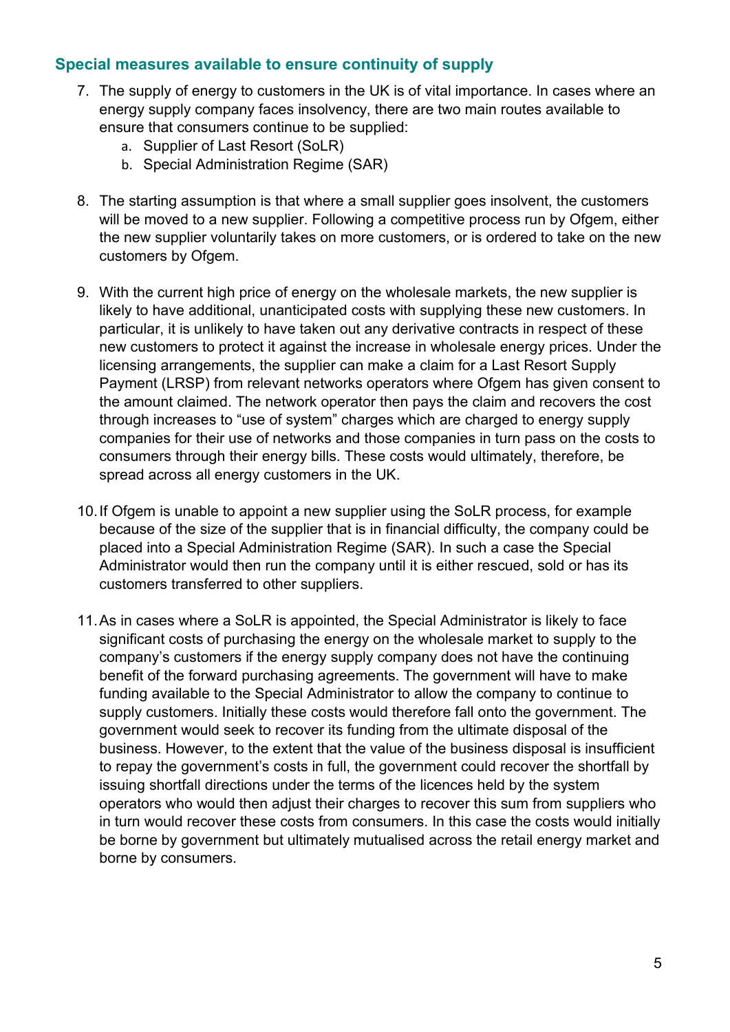## Special measures available to ensure continuity of supply

7. The supply of energy to customers in the UK is of vital importance. In cases where an energy supply company faces insolvency, there are two main routes available to ensure that consumers continue to be supplied:
    a. Supplier of Last Resort (SoLR)
    b. Special Administration Regime (SAR)

8. The starting assumption is that where a small supplier goes insolvent, the customers will be moved to a new supplier. Following a competitive process run by Ofgem, either the new supplier voluntarily takes on more customers, or is ordered to take on the new customers by Ofgem.

9. With the current high price of energy on the wholesale markets, the new supplier is likely to have additional, unanticipated costs with supplying these new customers. In particular, it is unlikely to have taken out any derivative contracts in respect of these new customers to protect it against the increase in wholesale energy prices. Under the licensing arrangements, the supplier can make a claim for a Last Resort Supply Payment (LRSP) from relevant networks operators where Ofgem has given consent to the amount claimed. The network operator then pays the claim and recovers the cost through increases to "use of system" charges which are charged to energy supply companies for their use of networks and those companies in turn pass on the costs to consumers through their energy bills. These costs would ultimately, therefore, be spread across all energy customers in the UK.

10. If Ofgem is unable to appoint a new supplier using the SoLR process, for example because of the size of the supplier that is in financial difficulty, the company could be placed into a Special Administration Regime (SAR). In such a case the Special Administrator would then run the company until it is either rescued, sold or has its customers transferred to other suppliers.

11. As in cases where a SoLR is appointed, the Special Administrator is likely to face significant costs of purchasing the energy on the wholesale market to supply to the company's customers if the energy supply company does not have the continuing benefit of the forward purchasing agreements. The government will have to make funding available to the Special Administrator to allow the company to continue to supply customers. Initially these costs would therefore fall onto the government. The government would seek to recover its funding from the ultimate disposal of the business. However, to the extent that the value of the business disposal is insufficient to repay the government's costs in full, the government could recover the shortfall by issuing shortfall directions under the terms of the licences held by the system operators who would then adjust their charges to recover this sum from suppliers who in turn would recover these costs from consumers. In this case the costs would initially be borne by government but ultimately mutualised across the retail energy market and borne by consumers.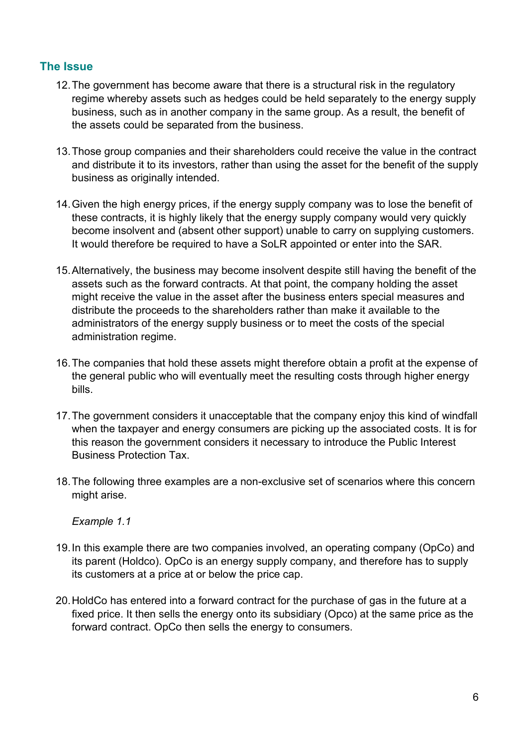## The Issue

12. The government has become aware that there is a structural risk in the regulatory regime whereby assets such as hedges could be held separately to the energy supply business, such as in another company in the same group. As a result, the benefit of the assets could be separated from the business.

13. Those group companies and their shareholders could receive the value in the contract and distribute it to its investors, rather than using the asset for the benefit of the supply business as originally intended.

14. Given the high energy prices, if the energy supply company was to lose the benefit of these contracts, it is highly likely that the energy supply company would very quickly become insolvent and (absent other support) unable to carry on supplying customers. It would therefore be required to have a SoLR appointed or enter into the SAR.

15. Alternatively, the business may become insolvent despite still having the benefit of the assets such as the forward contracts. At that point, the company holding the asset might receive the value in the asset after the business enters special measures and distribute the proceeds to the shareholders rather than make it available to the administrators of the energy supply business or to meet the costs of the special administration regime.

16. The companies that hold these assets might therefore obtain a profit at the expense of the general public who will eventually meet the resulting costs through higher energy bills.

17. The government considers it unacceptable that the company enjoy this kind of windfall when the taxpayer and energy consumers are picking up the associated costs. It is for this reason the government considers it necessary to introduce the Public Interest Business Protection Tax.

18. The following three examples are a non-exclusive set of scenarios where this concern might arise.

*Example 1.1*

19. In this example there are two companies involved, an operating company (OpCo) and its parent (Holdco). OpCo is an energy supply company, and therefore has to supply its customers at a price at or below the price cap.

20. HoldCo has entered into a forward contract for the purchase of gas in the future at a fixed price. It then sells the energy onto its subsidiary (Opco) at the same price as the forward contract. OpCo then sells the energy to consumers.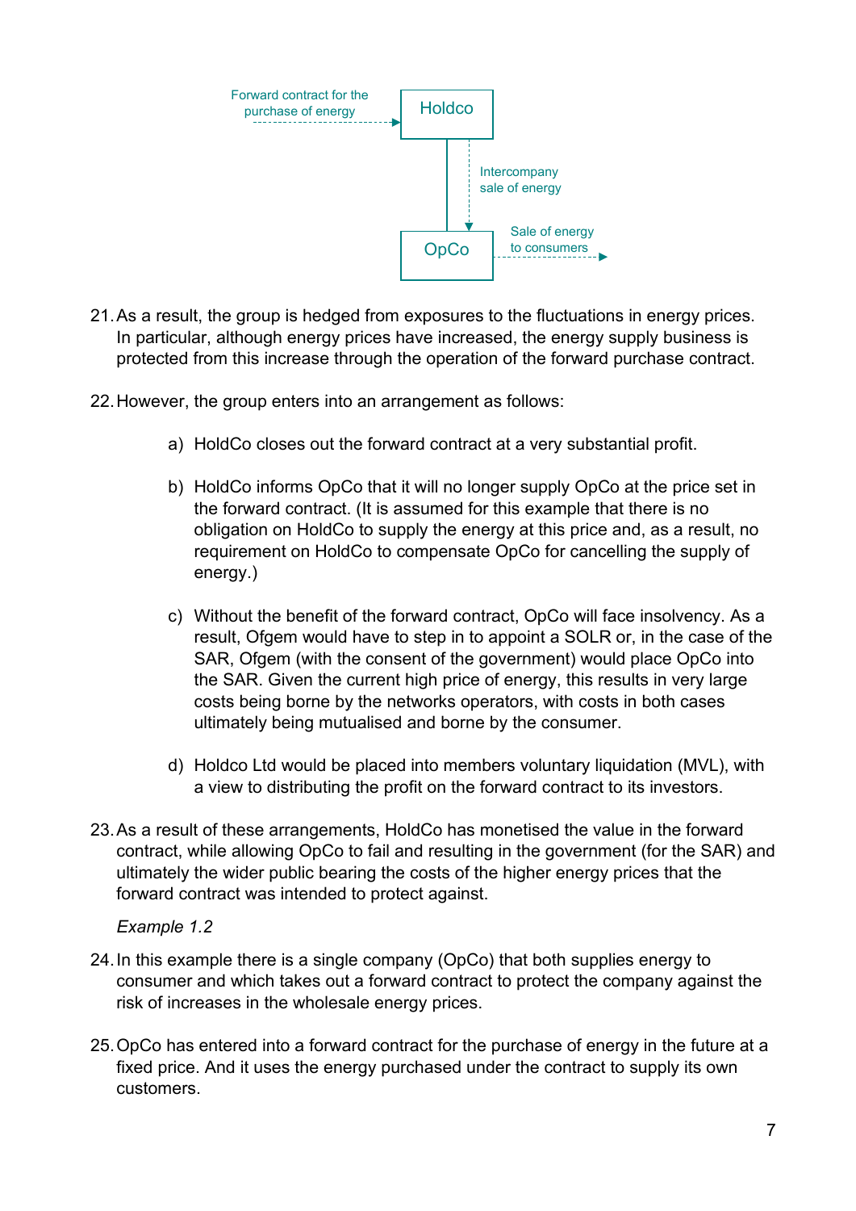Forward contract for the purchase of energy → Holdco

Intercompany sale of energy (Holdco → OpCo)

Sale of energy to consumers (OpCo →)

21. As a result, the group is hedged from exposures to the fluctuations in energy prices. In particular, although energy prices have increased, the energy supply business is protected from this increase through the operation of the forward purchase contract.

22. However, the group enters into an arrangement as follows:

    a) HoldCo closes out the forward contract at a very substantial profit.

    b) HoldCo informs OpCo that it will no longer supply OpCo at the price set in the forward contract. (It is assumed for this example that there is no obligation on HoldCo to supply the energy at this price and, as a result, no requirement on HoldCo to compensate OpCo for cancelling the supply of energy.)

    c) Without the benefit of the forward contract, OpCo will face insolvency. As a result, Ofgem would have to step in to appoint a SOLR or, in the case of the SAR, Ofgem (with the consent of the government) would place OpCo into the SAR. Given the current high price of energy, this results in very large costs being borne by the networks operators, with costs in both cases ultimately being mutualised and borne by the consumer.

    d) Holdco Ltd would be placed into members voluntary liquidation (MVL), with a view to distributing the profit on the forward contract to its investors.

23. As a result of these arrangements, HoldCo has monetised the value in the forward contract, while allowing OpCo to fail and resulting in the government (for the SAR) and ultimately the wider public bearing the costs of the higher energy prices that the forward contract was intended to protect against.

*Example 1.2*

24. In this example there is a single company (OpCo) that both supplies energy to consumer and which takes out a forward contract to protect the company against the risk of increases in the wholesale energy prices.

25. OpCo has entered into a forward contract for the purchase of energy in the future at a fixed price. And it uses the energy purchased under the contract to supply its own customers.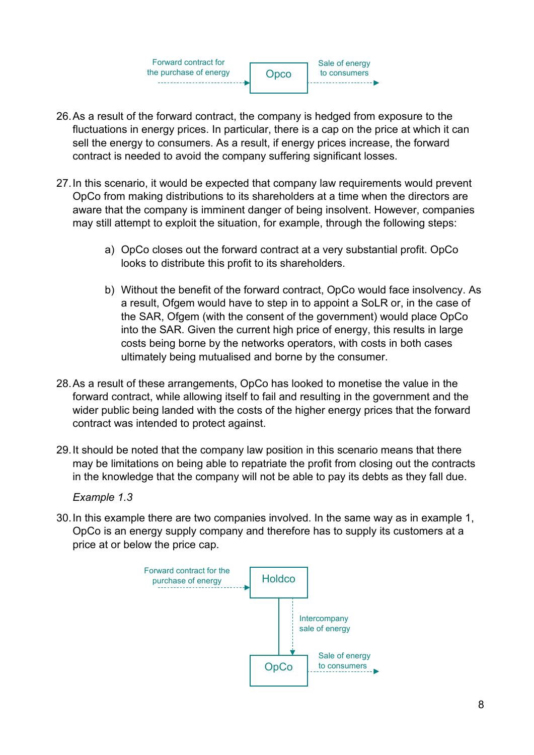Forward contract for the purchase of energy → Opco → Sale of energy to consumers

26. As a result of the forward contract, the company is hedged from exposure to the fluctuations in energy prices. In particular, there is a cap on the price at which it can sell the energy to consumers. As a result, if energy prices increase, the forward contract is needed to avoid the company suffering significant losses.

27. In this scenario, it would be expected that company law requirements would prevent OpCo from making distributions to its shareholders at a time when the directors are aware that the company is imminent danger of being insolvent. However, companies may still attempt to exploit the situation, for example, through the following steps:

    a) OpCo closes out the forward contract at a very substantial profit. OpCo looks to distribute this profit to its shareholders.

    b) Without the benefit of the forward contract, OpCo would face insolvency. As a result, Ofgem would have to step in to appoint a SoLR or, in the case of the SAR, Ofgem (with the consent of the government) would place OpCo into the SAR. Given the current high price of energy, this results in large costs being borne by the networks operators, with costs in both cases ultimately being mutualised and borne by the consumer.

28. As a result of these arrangements, OpCo has looked to monetise the value in the forward contract, while allowing itself to fail and resulting in the government and the wider public being landed with the costs of the higher energy prices that the forward contract was intended to protect against.

29. It should be noted that the company law position in this scenario means that there may be limitations on being able to repatriate the profit from closing out the contracts in the knowledge that the company will not be able to pay its debts as they fall due.

*Example 1.3*

30. In this example there are two companies involved. In the same way as in example 1, OpCo is an energy supply company and therefore has to supply its customers at a price at or below the price cap.

Forward contract for the purchase of energy → Holdco → Intercompany sale of energy → OpCo → Sale of energy to consumers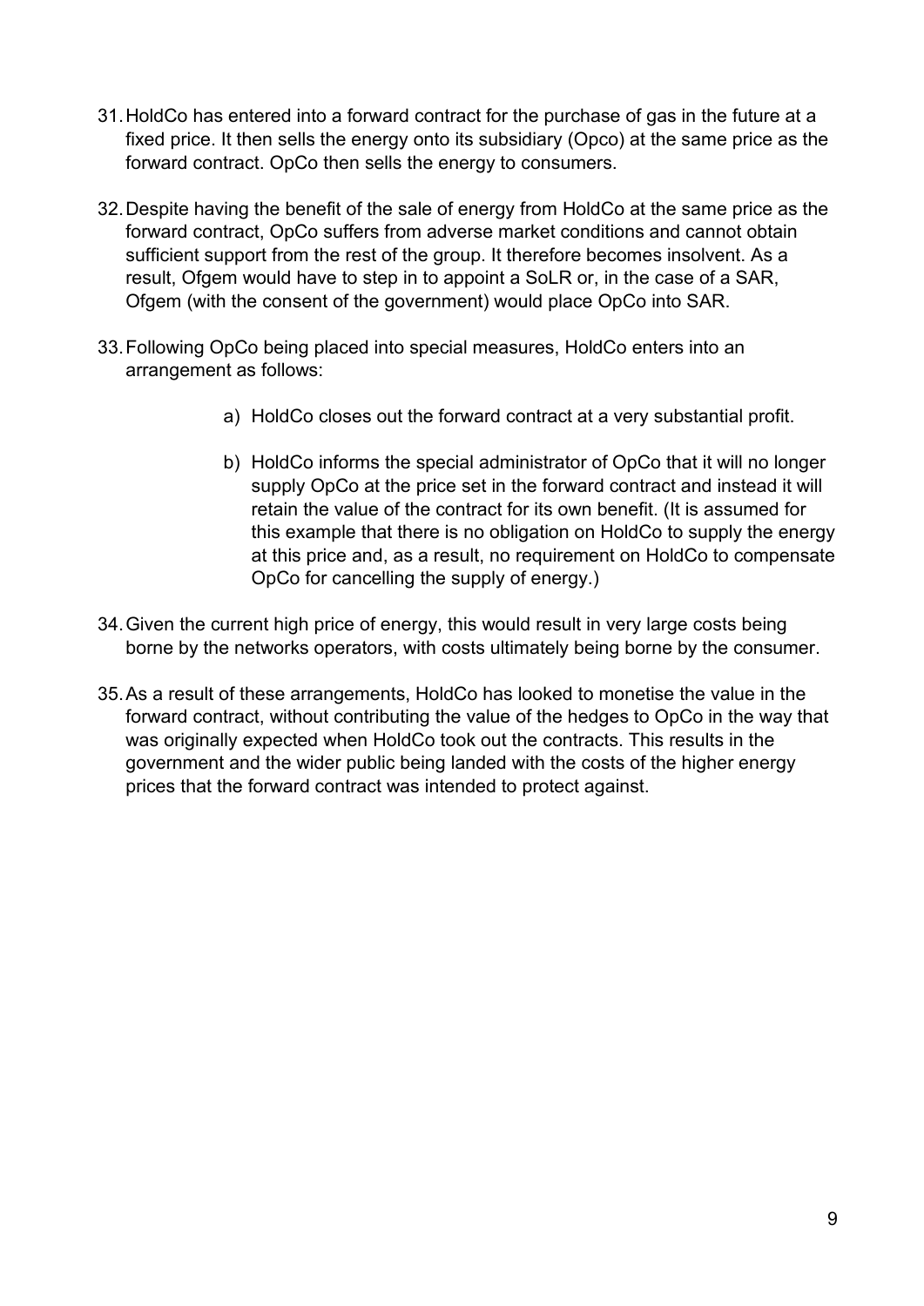31. HoldCo has entered into a forward contract for the purchase of gas in the future at a fixed price. It then sells the energy onto its subsidiary (Opco) at the same price as the forward contract. OpCo then sells the energy to consumers.

32. Despite having the benefit of the sale of energy from HoldCo at the same price as the forward contract, OpCo suffers from adverse market conditions and cannot obtain sufficient support from the rest of the group. It therefore becomes insolvent. As a result, Ofgem would have to step in to appoint a SoLR or, in the case of a SAR, Ofgem (with the consent of the government) would place OpCo into SAR.

33. Following OpCo being placed into special measures, HoldCo enters into an arrangement as follows:

    a) HoldCo closes out the forward contract at a very substantial profit.

    b) HoldCo informs the special administrator of OpCo that it will no longer supply OpCo at the price set in the forward contract and instead it will retain the value of the contract for its own benefit. (It is assumed for this example that there is no obligation on HoldCo to supply the energy at this price and, as a result, no requirement on HoldCo to compensate OpCo for cancelling the supply of energy.)

34. Given the current high price of energy, this would result in very large costs being borne by the networks operators, with costs ultimately being borne by the consumer.

35. As a result of these arrangements, HoldCo has looked to monetise the value in the forward contract, without contributing the value of the hedges to OpCo in the way that was originally expected when HoldCo took out the contracts. This results in the government and the wider public being landed with the costs of the higher energy prices that the forward contract was intended to protect against.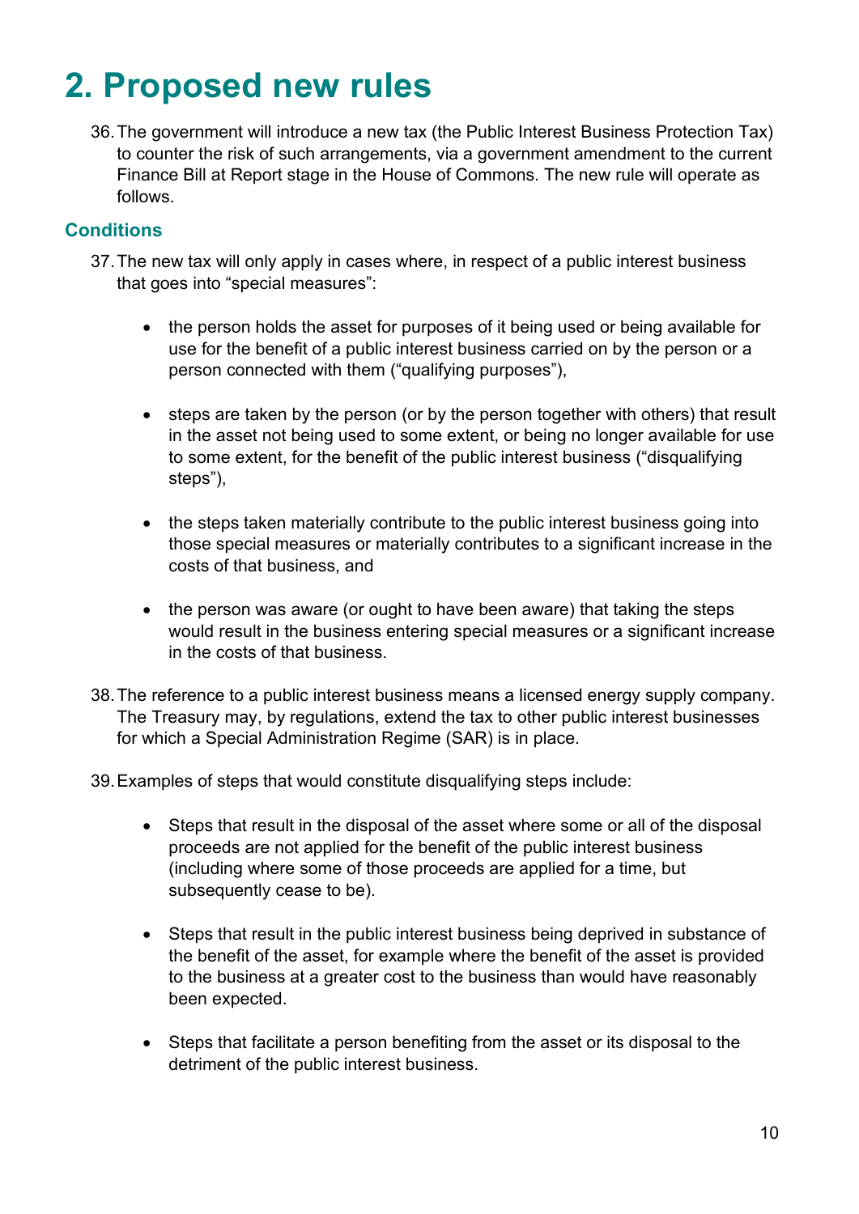# 2. Proposed new rules

36. The government will introduce a new tax (the Public Interest Business Protection Tax) to counter the risk of such arrangements, via a government amendment to the current Finance Bill at Report stage in the House of Commons. The new rule will operate as follows.

### Conditions

37. The new tax will only apply in cases where, in respect of a public interest business that goes into "special measures":

    - the person holds the asset for purposes of it being used or being available for use for the benefit of a public interest business carried on by the person or a person connected with them ("qualifying purposes"),
    - steps are taken by the person (or by the person together with others) that result in the asset not being used to some extent, or being no longer available for use to some extent, for the benefit of the public interest business ("disqualifying steps"),
    - the steps taken materially contribute to the public interest business going into those special measures or materially contributes to a significant increase in the costs of that business, and
    - the person was aware (or ought to have been aware) that taking the steps would result in the business entering special measures or a significant increase in the costs of that business.

38. The reference to a public interest business means a licensed energy supply company. The Treasury may, by regulations, extend the tax to other public interest businesses for which a Special Administration Regime (SAR) is in place.

39. Examples of steps that would constitute disqualifying steps include:

    - Steps that result in the disposal of the asset where some or all of the disposal proceeds are not applied for the benefit of the public interest business (including where some of those proceeds are applied for a time, but subsequently cease to be).
    - Steps that result in the public interest business being deprived in substance of the benefit of the asset, for example where the benefit of the asset is provided to the business at a greater cost to the business than would have reasonably been expected.
    - Steps that facilitate a person benefiting from the asset or its disposal to the detriment of the public interest business.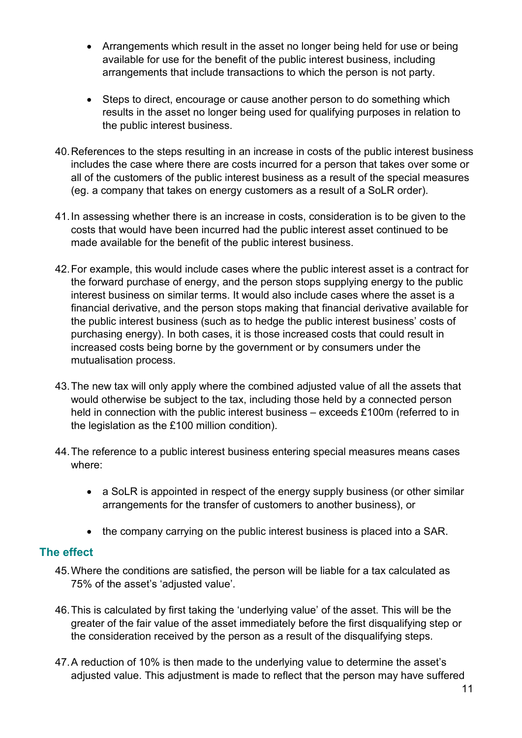- Arrangements which result in the asset no longer being held for use or being available for use for the benefit of the public interest business, including arrangements that include transactions to which the person is not party.

- Steps to direct, encourage or cause another person to do something which results in the asset no longer being used for qualifying purposes in relation to the public interest business.

40. References to the steps resulting in an increase in costs of the public interest business includes the case where there are costs incurred for a person that takes over some or all of the customers of the public interest business as a result of the special measures (eg. a company that takes on energy customers as a result of a SoLR order).

41. In assessing whether there is an increase in costs, consideration is to be given to the costs that would have been incurred had the public interest asset continued to be made available for the benefit of the public interest business.

42. For example, this would include cases where the public interest asset is a contract for the forward purchase of energy, and the person stops supplying energy to the public interest business on similar terms. It would also include cases where the asset is a financial derivative, and the person stops making that financial derivative available for the public interest business (such as to hedge the public interest business' costs of purchasing energy). In both cases, it is those increased costs that could result in increased costs being borne by the government or by consumers under the mutualisation process.

43. The new tax will only apply where the combined adjusted value of all the assets that would otherwise be subject to the tax, including those held by a connected person held in connection with the public interest business – exceeds £100m (referred to in the legislation as the £100 million condition).

44. The reference to a public interest business entering special measures means cases where:

    - a SoLR is appointed in respect of the energy supply business (or other similar arrangements for the transfer of customers to another business), or

    - the company carrying on the public interest business is placed into a SAR.

## The effect

45. Where the conditions are satisfied, the person will be liable for a tax calculated as 75% of the asset's 'adjusted value'.

46. This is calculated by first taking the 'underlying value' of the asset. This will be the greater of the fair value of the asset immediately before the first disqualifying step or the consideration received by the person as a result of the disqualifying steps.

47. A reduction of 10% is then made to the underlying value to determine the asset's adjusted value. This adjustment is made to reflect that the person may have suffered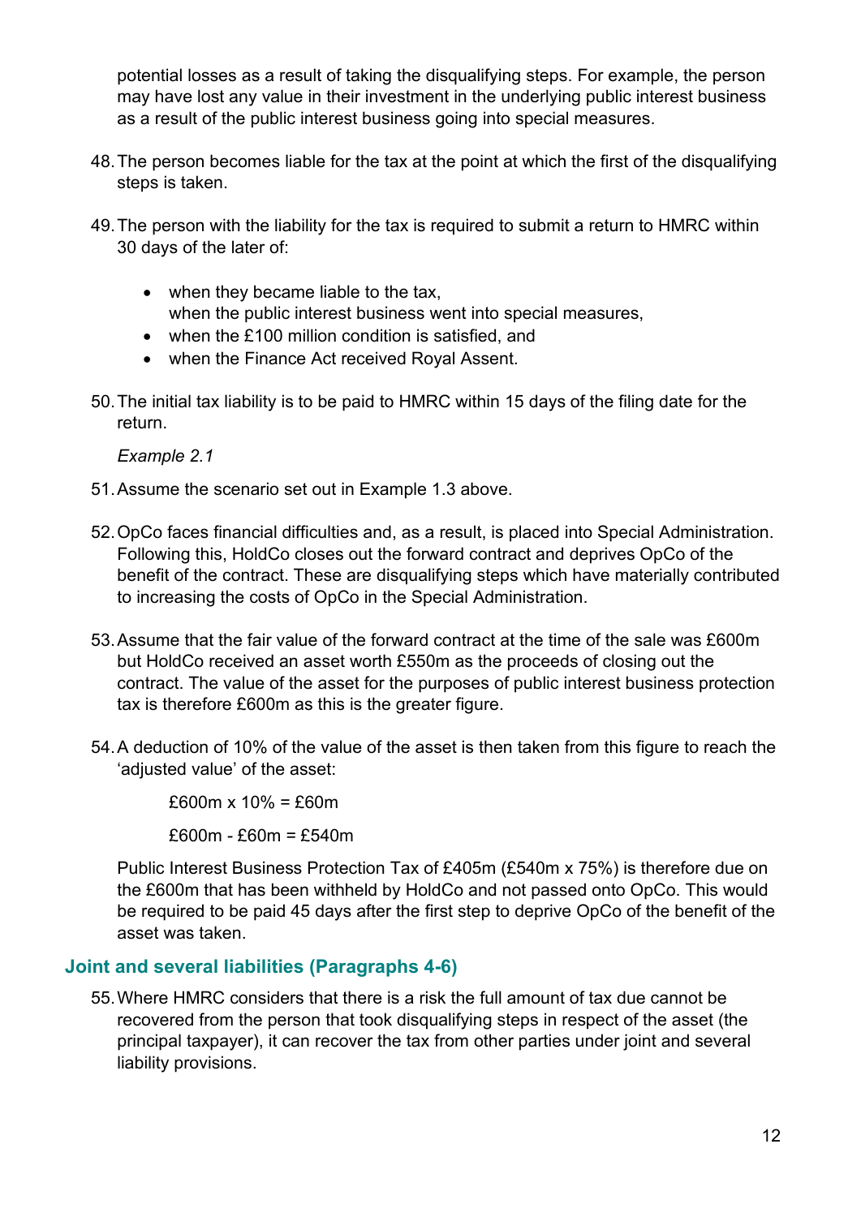potential losses as a result of taking the disqualifying steps. For example, the person may have lost any value in their investment in the underlying public interest business as a result of the public interest business going into special measures.

48. The person becomes liable for the tax at the point at which the first of the disqualifying steps is taken.

49. The person with the liability for the tax is required to submit a return to HMRC within 30 days of the later of:

    - when they became liable to the tax,
      when the public interest business went into special measures,
    - when the £100 million condition is satisfied, and
    - when the Finance Act received Royal Assent.

50. The initial tax liability is to be paid to HMRC within 15 days of the filing date for the return.

    *Example 2.1*

51. Assume the scenario set out in Example 1.3 above.

52. OpCo faces financial difficulties and, as a result, is placed into Special Administration. Following this, HoldCo closes out the forward contract and deprives OpCo of the benefit of the contract. These are disqualifying steps which have materially contributed to increasing the costs of OpCo in the Special Administration.

53. Assume that the fair value of the forward contract at the time of the sale was £600m but HoldCo received an asset worth £550m as the proceeds of closing out the contract. The value of the asset for the purposes of public interest business protection tax is therefore £600m as this is the greater figure.

54. A deduction of 10% of the value of the asset is then taken from this figure to reach the 'adjusted value' of the asset:

    £600m x 10% = £60m

    £600m - £60m = £540m

    Public Interest Business Protection Tax of £405m (£540m x 75%) is therefore due on the £600m that has been withheld by HoldCo and not passed onto OpCo. This would be required to be paid 45 days after the first step to deprive OpCo of the benefit of the asset was taken.

## Joint and several liabilities (Paragraphs 4-6)

55. Where HMRC considers that there is a risk the full amount of tax due cannot be recovered from the person that took disqualifying steps in respect of the asset (the principal taxpayer), it can recover the tax from other parties under joint and several liability provisions.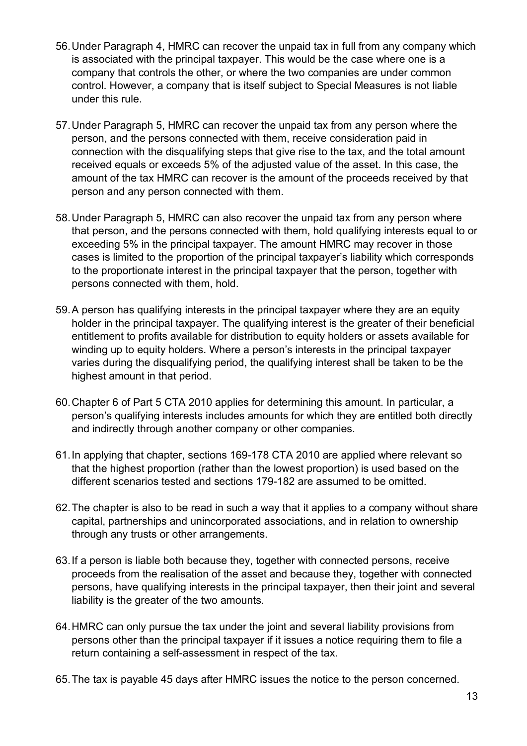56. Under Paragraph 4, HMRC can recover the unpaid tax in full from any company which is associated with the principal taxpayer. This would be the case where one is a company that controls the other, or where the two companies are under common control. However, a company that is itself subject to Special Measures is not liable under this rule.

57. Under Paragraph 5, HMRC can recover the unpaid tax from any person where the person, and the persons connected with them, receive consideration paid in connection with the disqualifying steps that give rise to the tax, and the total amount received equals or exceeds 5% of the adjusted value of the asset. In this case, the amount of the tax HMRC can recover is the amount of the proceeds received by that person and any person connected with them.

58. Under Paragraph 5, HMRC can also recover the unpaid tax from any person where that person, and the persons connected with them, hold qualifying interests equal to or exceeding 5% in the principal taxpayer. The amount HMRC may recover in those cases is limited to the proportion of the principal taxpayer's liability which corresponds to the proportionate interest in the principal taxpayer that the person, together with persons connected with them, hold.

59. A person has qualifying interests in the principal taxpayer where they are an equity holder in the principal taxpayer. The qualifying interest is the greater of their beneficial entitlement to profits available for distribution to equity holders or assets available for winding up to equity holders. Where a person's interests in the principal taxpayer varies during the disqualifying period, the qualifying interest shall be taken to be the highest amount in that period.

60. Chapter 6 of Part 5 CTA 2010 applies for determining this amount. In particular, a person's qualifying interests includes amounts for which they are entitled both directly and indirectly through another company or other companies.

61. In applying that chapter, sections 169-178 CTA 2010 are applied where relevant so that the highest proportion (rather than the lowest proportion) is used based on the different scenarios tested and sections 179-182 are assumed to be omitted.

62. The chapter is also to be read in such a way that it applies to a company without share capital, partnerships and unincorporated associations, and in relation to ownership through any trusts or other arrangements.

63. If a person is liable both because they, together with connected persons, receive proceeds from the realisation of the asset and because they, together with connected persons, have qualifying interests in the principal taxpayer, then their joint and several liability is the greater of the two amounts.

64. HMRC can only pursue the tax under the joint and several liability provisions from persons other than the principal taxpayer if it issues a notice requiring them to file a return containing a self-assessment in respect of the tax.

65. The tax is payable 45 days after HMRC issues the notice to the person concerned.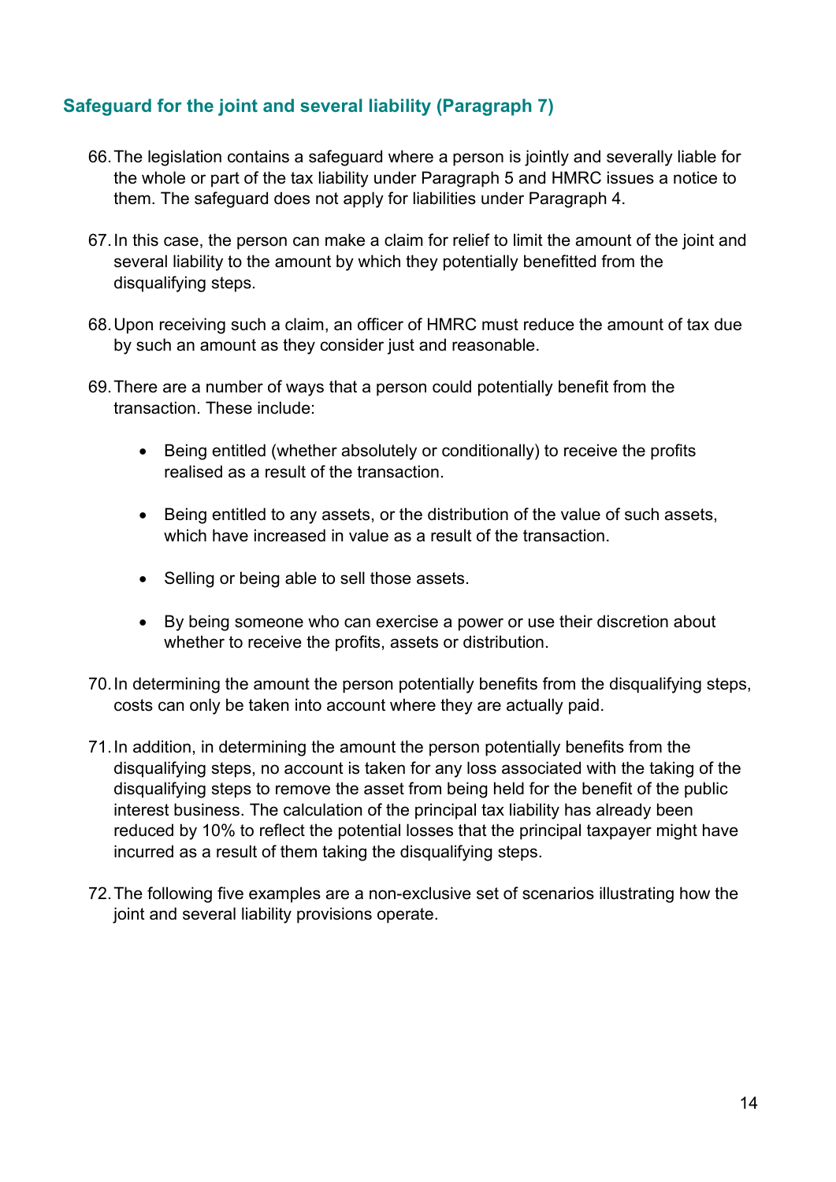## Safeguard for the joint and several liability (Paragraph 7)

66. The legislation contains a safeguard where a person is jointly and severally liable for the whole or part of the tax liability under Paragraph 5 and HMRC issues a notice to them. The safeguard does not apply for liabilities under Paragraph 4.

67. In this case, the person can make a claim for relief to limit the amount of the joint and several liability to the amount by which they potentially benefitted from the disqualifying steps.

68. Upon receiving such a claim, an officer of HMRC must reduce the amount of tax due by such an amount as they consider just and reasonable.

69. There are a number of ways that a person could potentially benefit from the transaction. These include:

    - Being entitled (whether absolutely or conditionally) to receive the profits realised as a result of the transaction.
    - Being entitled to any assets, or the distribution of the value of such assets, which have increased in value as a result of the transaction.
    - Selling or being able to sell those assets.
    - By being someone who can exercise a power or use their discretion about whether to receive the profits, assets or distribution.

70. In determining the amount the person potentially benefits from the disqualifying steps, costs can only be taken into account where they are actually paid.

71. In addition, in determining the amount the person potentially benefits from the disqualifying steps, no account is taken for any loss associated with the taking of the disqualifying steps to remove the asset from being held for the benefit of the public interest business. The calculation of the principal tax liability has already been reduced by 10% to reflect the potential losses that the principal taxpayer might have incurred as a result of them taking the disqualifying steps.

72. The following five examples are a non-exclusive set of scenarios illustrating how the joint and several liability provisions operate.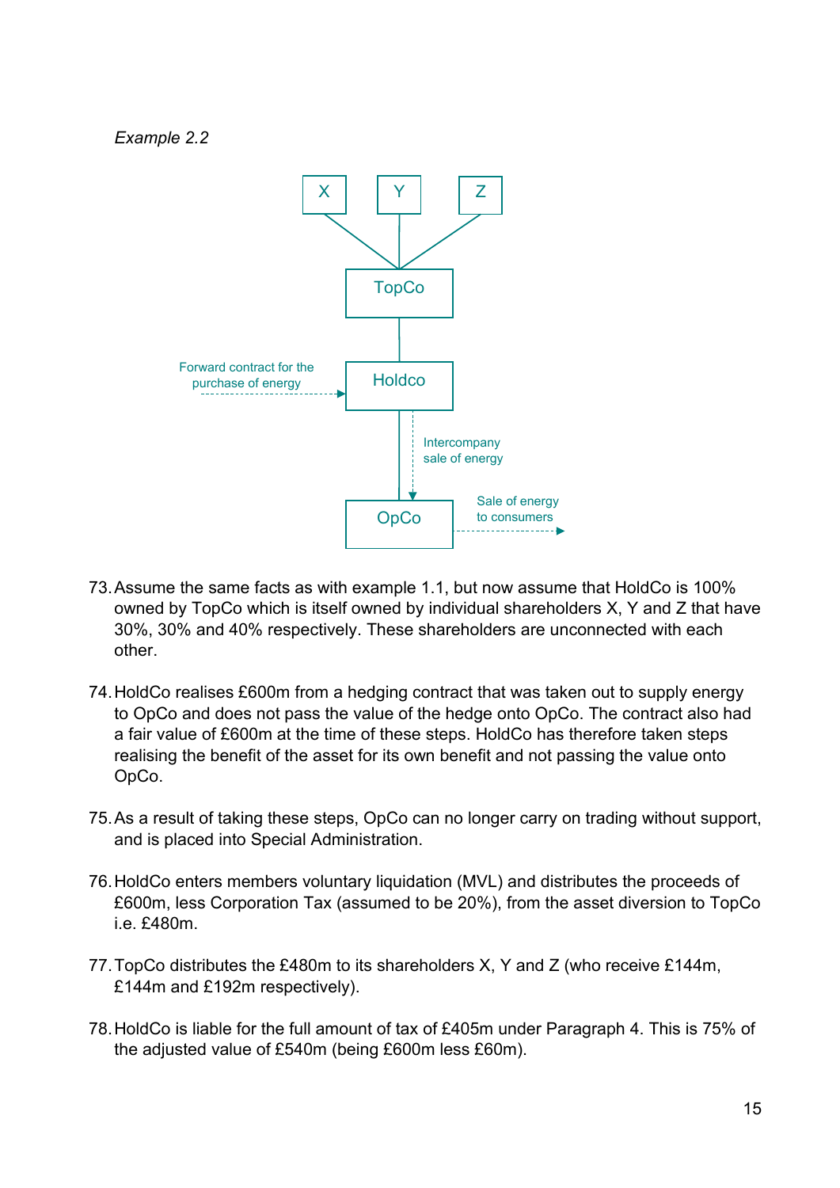*Example 2.2*

73. Assume the same facts as with example 1.1, but now assume that HoldCo is 100% owned by TopCo which is itself owned by individual shareholders X, Y and Z that have 30%, 30% and 40% respectively. These shareholders are unconnected with each other.

74. HoldCo realises £600m from a hedging contract that was taken out to supply energy to OpCo and does not pass the value of the hedge onto OpCo. The contract also had a fair value of £600m at the time of these steps. HoldCo has therefore taken steps realising the benefit of the asset for its own benefit and not passing the value onto OpCo.

75. As a result of taking these steps, OpCo can no longer carry on trading without support, and is placed into Special Administration.

76. HoldCo enters members voluntary liquidation (MVL) and distributes the proceeds of £600m, less Corporation Tax (assumed to be 20%), from the asset diversion to TopCo i.e. £480m.

77. TopCo distributes the £480m to its shareholders X, Y and Z (who receive £144m, £144m and £192m respectively).

78. HoldCo is liable for the full amount of tax of £405m under Paragraph 4. This is 75% of the adjusted value of £540m (being £600m less £60m).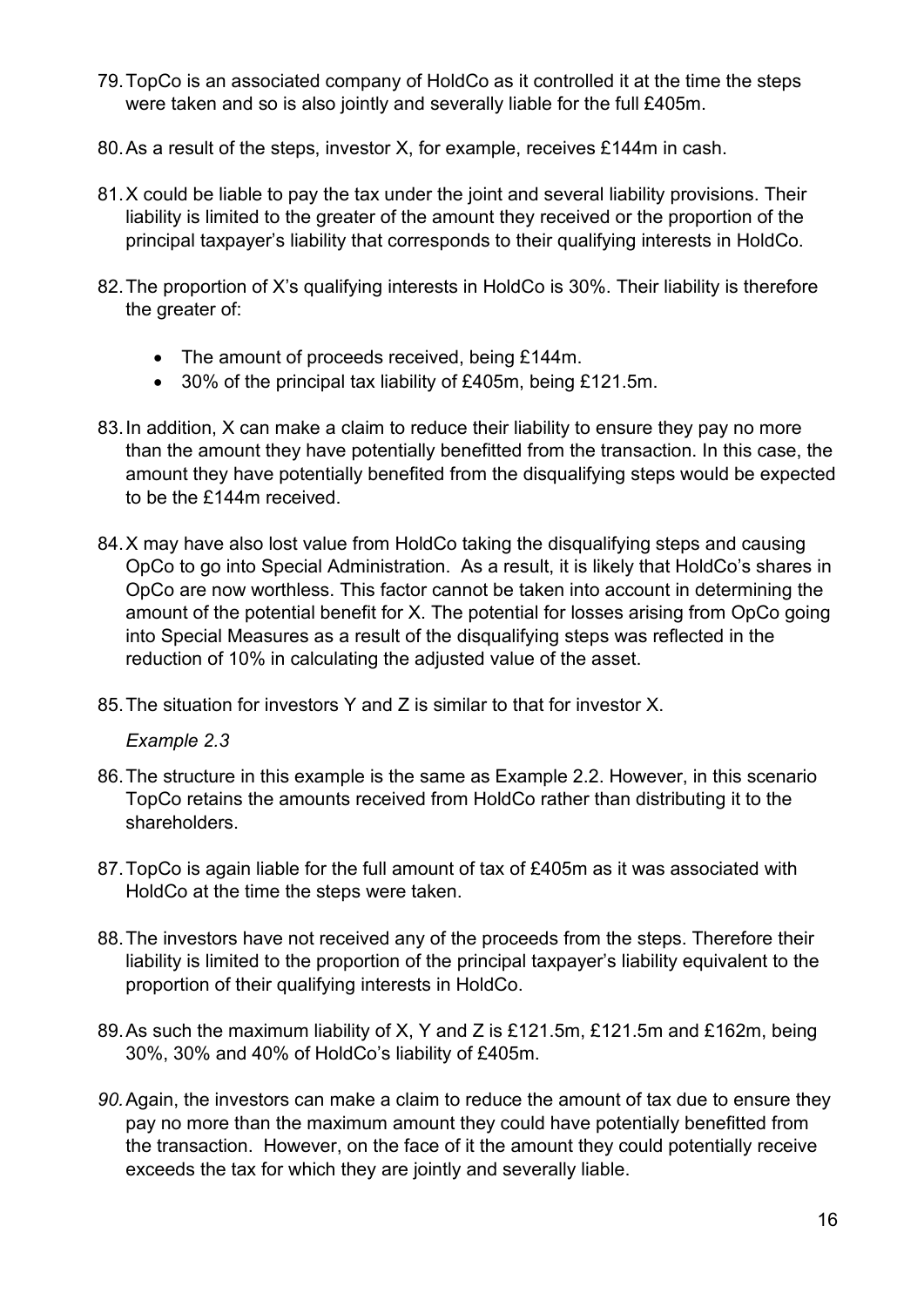79. TopCo is an associated company of HoldCo as it controlled it at the time the steps were taken and so is also jointly and severally liable for the full £405m.

80. As a result of the steps, investor X, for example, receives £144m in cash.

81. X could be liable to pay the tax under the joint and several liability provisions. Their liability is limited to the greater of the amount they received or the proportion of the principal taxpayer's liability that corresponds to their qualifying interests in HoldCo.

82. The proportion of X's qualifying interests in HoldCo is 30%. Their liability is therefore the greater of:

    - The amount of proceeds received, being £144m.
    - 30% of the principal tax liability of £405m, being £121.5m.

83. In addition, X can make a claim to reduce their liability to ensure they pay no more than the amount they have potentially benefitted from the transaction. In this case, the amount they have potentially benefited from the disqualifying steps would be expected to be the £144m received.

84. X may have also lost value from HoldCo taking the disqualifying steps and causing OpCo to go into Special Administration. As a result, it is likely that HoldCo's shares in OpCo are now worthless. This factor cannot be taken into account in determining the amount of the potential benefit for X. The potential for losses arising from OpCo going into Special Measures as a result of the disqualifying steps was reflected in the reduction of 10% in calculating the adjusted value of the asset.

85. The situation for investors Y and Z is similar to that for investor X.

*Example 2.3*

86. The structure in this example is the same as Example 2.2. However, in this scenario TopCo retains the amounts received from HoldCo rather than distributing it to the shareholders.

87. TopCo is again liable for the full amount of tax of £405m as it was associated with HoldCo at the time the steps were taken.

88. The investors have not received any of the proceeds from the steps. Therefore their liability is limited to the proportion of the principal taxpayer's liability equivalent to the proportion of their qualifying interests in HoldCo.

89. As such the maximum liability of X, Y and Z is £121.5m, £121.5m and £162m, being 30%, 30% and 40% of HoldCo's liability of £405m.

90. Again, the investors can make a claim to reduce the amount of tax due to ensure they pay no more than the maximum amount they could have potentially benefitted from the transaction. However, on the face of it the amount they could potentially receive exceeds the tax for which they are jointly and severally liable.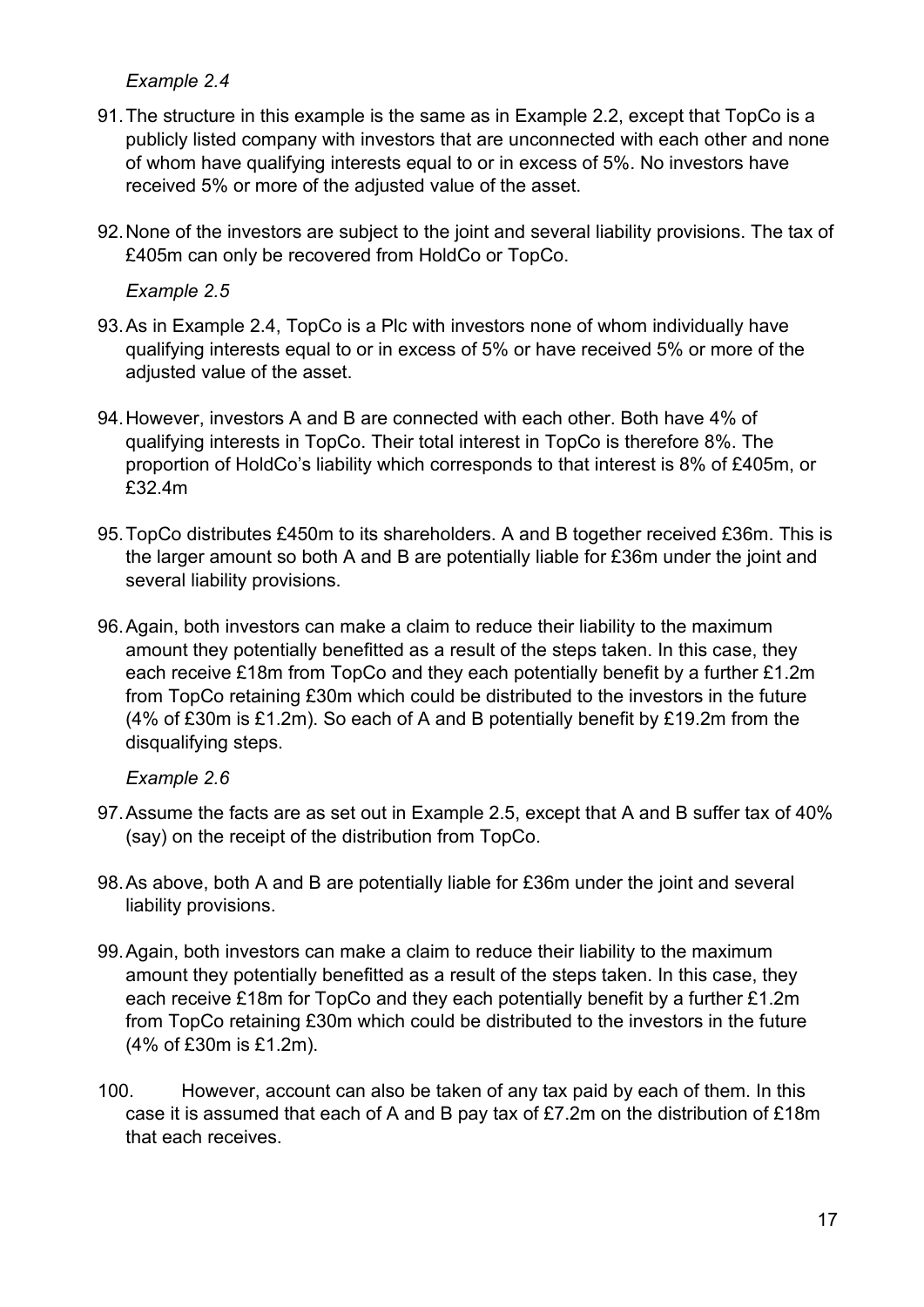*Example 2.4*

91. The structure in this example is the same as in Example 2.2, except that TopCo is a publicly listed company with investors that are unconnected with each other and none of whom have qualifying interests equal to or in excess of 5%. No investors have received 5% or more of the adjusted value of the asset.

92. None of the investors are subject to the joint and several liability provisions. The tax of £405m can only be recovered from HoldCo or TopCo.

*Example 2.5*

93. As in Example 2.4, TopCo is a Plc with investors none of whom individually have qualifying interests equal to or in excess of 5% or have received 5% or more of the adjusted value of the asset.

94. However, investors A and B are connected with each other. Both have 4% of qualifying interests in TopCo. Their total interest in TopCo is therefore 8%. The proportion of HoldCo's liability which corresponds to that interest is 8% of £405m, or £32.4m

95. TopCo distributes £450m to its shareholders. A and B together received £36m. This is the larger amount so both A and B are potentially liable for £36m under the joint and several liability provisions.

96. Again, both investors can make a claim to reduce their liability to the maximum amount they potentially benefitted as a result of the steps taken. In this case, they each receive £18m from TopCo and they each potentially benefit by a further £1.2m from TopCo retaining £30m which could be distributed to the investors in the future (4% of £30m is £1.2m). So each of A and B potentially benefit by £19.2m from the disqualifying steps.

*Example 2.6*

97. Assume the facts are as set out in Example 2.5, except that A and B suffer tax of 40% (say) on the receipt of the distribution from TopCo.

98. As above, both A and B are potentially liable for £36m under the joint and several liability provisions.

99. Again, both investors can make a claim to reduce their liability to the maximum amount they potentially benefitted as a result of the steps taken. In this case, they each receive £18m for TopCo and they each potentially benefit by a further £1.2m from TopCo retaining £30m which could be distributed to the investors in the future (4% of £30m is £1.2m).

100. However, account can also be taken of any tax paid by each of them. In this case it is assumed that each of A and B pay tax of £7.2m on the distribution of £18m that each receives.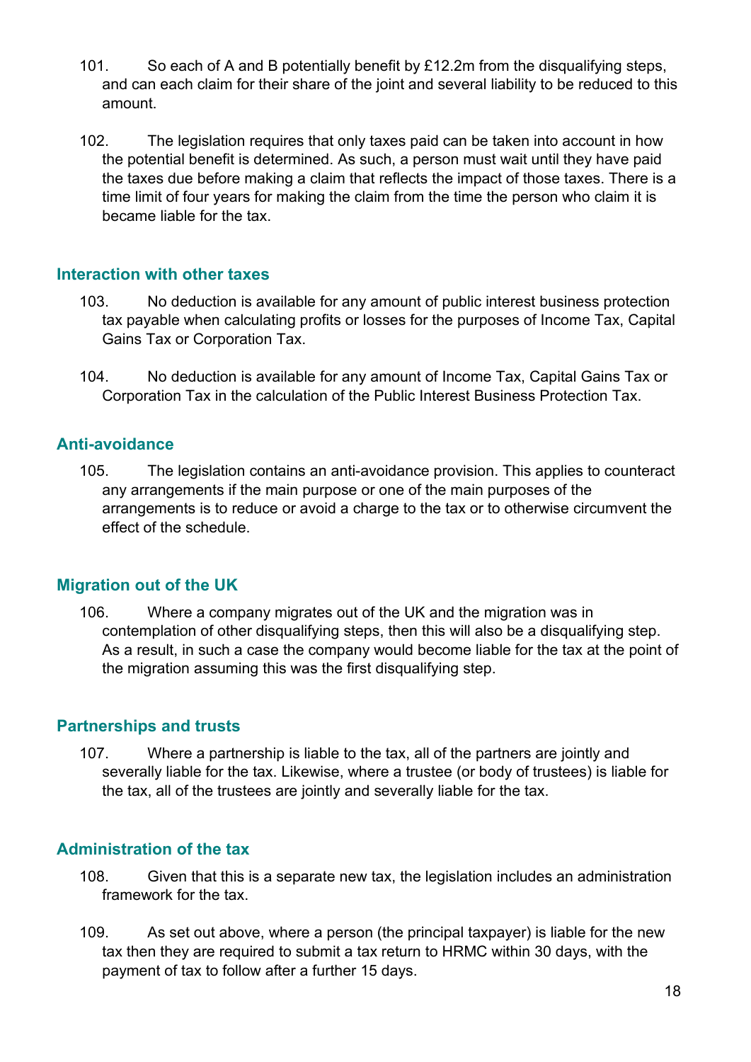101. So each of A and B potentially benefit by £12.2m from the disqualifying steps, and can each claim for their share of the joint and several liability to be reduced to this amount.

102. The legislation requires that only taxes paid can be taken into account in how the potential benefit is determined. As such, a person must wait until they have paid the taxes due before making a claim that reflects the impact of those taxes. There is a time limit of four years for making the claim from the time the person who claim it is became liable for the tax.

## Interaction with other taxes

103. No deduction is available for any amount of public interest business protection tax payable when calculating profits or losses for the purposes of Income Tax, Capital Gains Tax or Corporation Tax.

104. No deduction is available for any amount of Income Tax, Capital Gains Tax or Corporation Tax in the calculation of the Public Interest Business Protection Tax.

## Anti-avoidance

105. The legislation contains an anti-avoidance provision. This applies to counteract any arrangements if the main purpose or one of the main purposes of the arrangements is to reduce or avoid a charge to the tax or to otherwise circumvent the effect of the schedule.

## Migration out of the UK

106. Where a company migrates out of the UK and the migration was in contemplation of other disqualifying steps, then this will also be a disqualifying step. As a result, in such a case the company would become liable for the tax at the point of the migration assuming this was the first disqualifying step.

## Partnerships and trusts

107. Where a partnership is liable to the tax, all of the partners are jointly and severally liable for the tax. Likewise, where a trustee (or body of trustees) is liable for the tax, all of the trustees are jointly and severally liable for the tax.

## Administration of the tax

108. Given that this is a separate new tax, the legislation includes an administration framework for the tax.

109. As set out above, where a person (the principal taxpayer) is liable for the new tax then they are required to submit a tax return to HRMC within 30 days, with the payment of tax to follow after a further 15 days.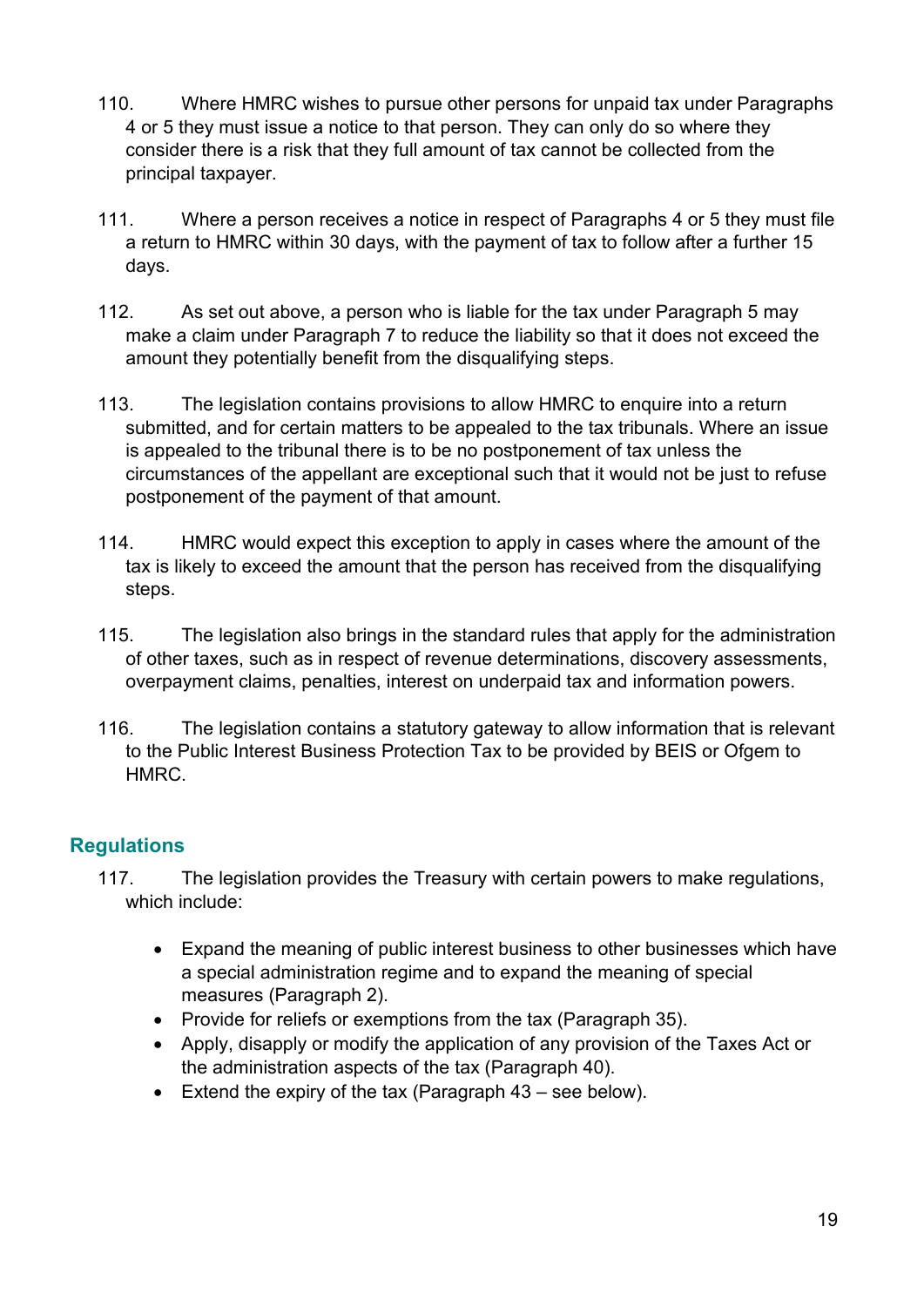110. Where HMRC wishes to pursue other persons for unpaid tax under Paragraphs 4 or 5 they must issue a notice to that person. They can only do so where they consider there is a risk that they full amount of tax cannot be collected from the principal taxpayer.

111. Where a person receives a notice in respect of Paragraphs 4 or 5 they must file a return to HMRC within 30 days, with the payment of tax to follow after a further 15 days.

112. As set out above, a person who is liable for the tax under Paragraph 5 may make a claim under Paragraph 7 to reduce the liability so that it does not exceed the amount they potentially benefit from the disqualifying steps.

113. The legislation contains provisions to allow HMRC to enquire into a return submitted, and for certain matters to be appealed to the tax tribunals. Where an issue is appealed to the tribunal there is to be no postponement of tax unless the circumstances of the appellant are exceptional such that it would not be just to refuse postponement of the payment of that amount.

114. HMRC would expect this exception to apply in cases where the amount of the tax is likely to exceed the amount that the person has received from the disqualifying steps.

115. The legislation also brings in the standard rules that apply for the administration of other taxes, such as in respect of revenue determinations, discovery assessments, overpayment claims, penalties, interest on underpaid tax and information powers.

116. The legislation contains a statutory gateway to allow information that is relevant to the Public Interest Business Protection Tax to be provided by BEIS or Ofgem to HMRC.

## Regulations

117. The legislation provides the Treasury with certain powers to make regulations, which include:

- Expand the meaning of public interest business to other businesses which have a special administration regime and to expand the meaning of special measures (Paragraph 2).
- Provide for reliefs or exemptions from the tax (Paragraph 35).
- Apply, disapply or modify the application of any provision of the Taxes Act or the administration aspects of the tax (Paragraph 40).
- Extend the expiry of the tax (Paragraph 43 – see below).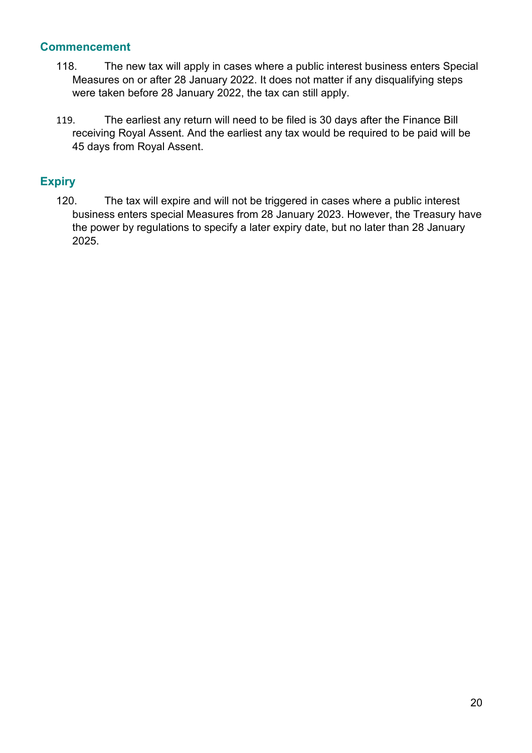## Commencement

118. The new tax will apply in cases where a public interest business enters Special Measures on or after 28 January 2022. It does not matter if any disqualifying steps were taken before 28 January 2022, the tax can still apply.

119. The earliest any return will need to be filed is 30 days after the Finance Bill receiving Royal Assent. And the earliest any tax would be required to be paid will be 45 days from Royal Assent.

## Expiry

120. The tax will expire and will not be triggered in cases where a public interest business enters special Measures from 28 January 2023. However, the Treasury have the power by regulations to specify a later expiry date, but no later than 28 January 2025.